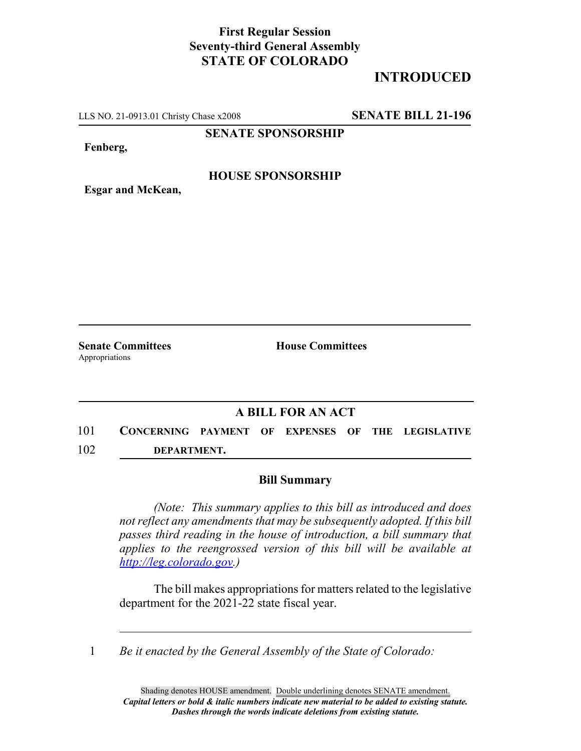**First Regular Session**
**Seventy-third General Assembly**
**STATE OF COLORADO**

# INTRODUCED

LLS NO. 21-0913.01 Christy Chase x2008 **SENATE BILL 21-196**

**SENATE SPONSORSHIP**

**Fenberg,**

**HOUSE SPONSORSHIP**

**Esgar and McKean,**

**Senate Committees**
Appropriations

**House Committees**

## A BILL FOR AN ACT

101 **CONCERNING PAYMENT OF EXPENSES OF THE LEGISLATIVE**
102 **DEPARTMENT.**

### Bill Summary

*(Note: This summary applies to this bill as introduced and does not reflect any amendments that may be subsequently adopted. If this bill passes third reading in the house of introduction, a bill summary that applies to the reengrossed version of this bill will be available at http://leg.colorado.gov.)*

The bill makes appropriations for matters related to the legislative department for the 2021-22 state fiscal year.

1 *Be it enacted by the General Assembly of the State of Colorado:*

Shading denotes HOUSE amendment. Double underlining denotes SENATE amendment.
***Capital letters or bold & italic numbers indicate new material to be added to existing statute.***
***Dashes through the words indicate deletions from existing statute.***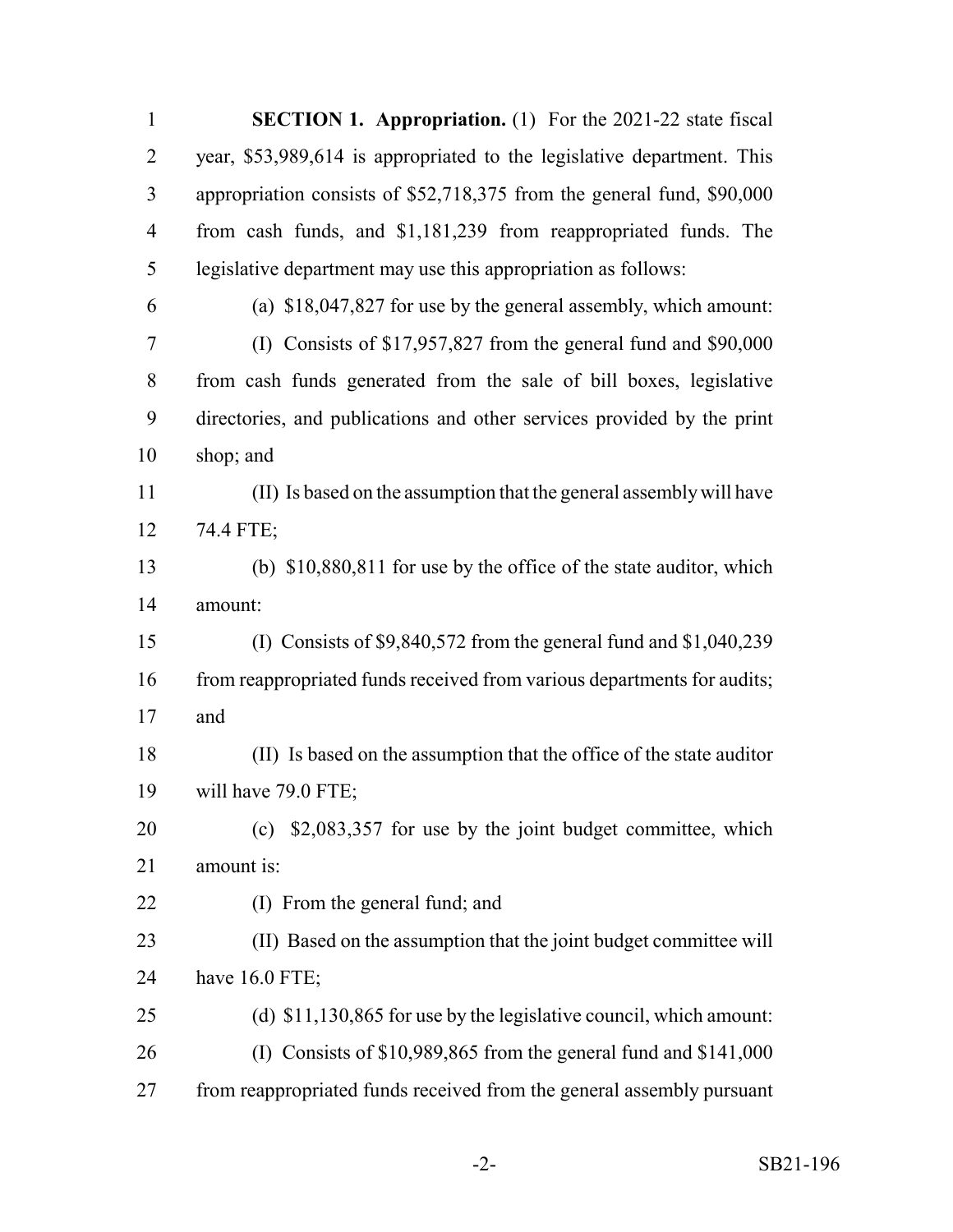**SECTION 1. Appropriation.** (1) For the 2021-22 state fiscal year, $53,989,614 is appropriated to the legislative department. This appropriation consists of $52,718,375 from the general fund, $90,000 from cash funds, and $1,181,239 from reappropriated funds. The legislative department may use this appropriation as follows:

(a) $18,047,827 for use by the general assembly, which amount:

(I) Consists of $17,957,827 from the general fund and $90,000 from cash funds generated from the sale of bill boxes, legislative directories, and publications and other services provided by the print shop; and

(II) Is based on the assumption that the general assembly will have 74.4 FTE;

(b) $10,880,811 for use by the office of the state auditor, which amount:

(I) Consists of $9,840,572 from the general fund and $1,040,239 from reappropriated funds received from various departments for audits; and

(II) Is based on the assumption that the office of the state auditor will have 79.0 FTE;

(c) $2,083,357 for use by the joint budget committee, which amount is:

(I) From the general fund; and

(II) Based on the assumption that the joint budget committee will have 16.0 FTE;

(d) $11,130,865 for use by the legislative council, which amount:

(I) Consists of $10,989,865 from the general fund and $141,000 from reappropriated funds received from the general assembly pursuant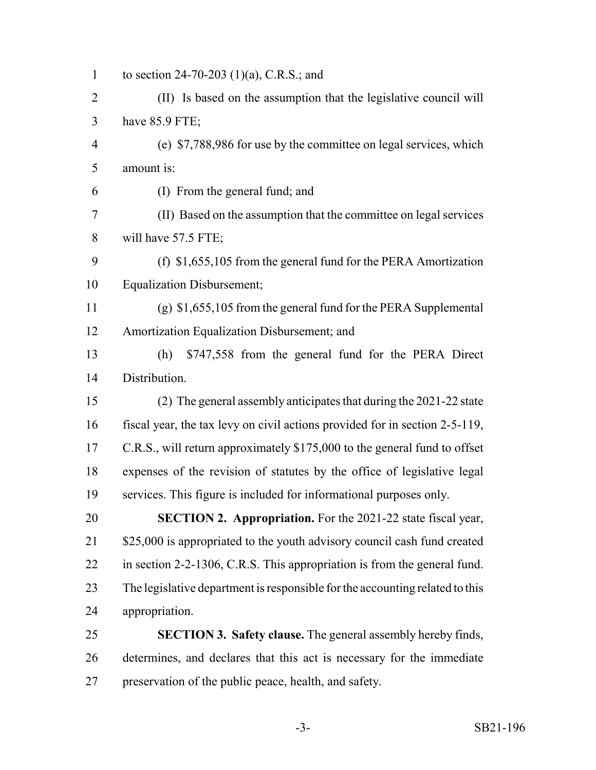to section 24-70-203 (1)(a), C.R.S.; and

(II) Is based on the assumption that the legislative council will have 85.9 FTE;

(e) $7,788,986 for use by the committee on legal services, which amount is:

(I) From the general fund; and

(II) Based on the assumption that the committee on legal services will have 57.5 FTE;

(f) $1,655,105 from the general fund for the PERA Amortization Equalization Disbursement;

(g) $1,655,105 from the general fund for the PERA Supplemental Amortization Equalization Disbursement; and

(h) $747,558 from the general fund for the PERA Direct Distribution.

(2) The general assembly anticipates that during the 2021-22 state fiscal year, the tax levy on civil actions provided for in section 2-5-119, C.R.S., will return approximately $175,000 to the general fund to offset expenses of the revision of statutes by the office of legislative legal services. This figure is included for informational purposes only.

**SECTION 2. Appropriation.** For the 2021-22 state fiscal year, $25,000 is appropriated to the youth advisory council cash fund created in section 2-2-1306, C.R.S. This appropriation is from the general fund. The legislative department is responsible for the accounting related to this appropriation.

**SECTION 3. Safety clause.** The general assembly hereby finds, determines, and declares that this act is necessary for the immediate preservation of the public peace, health, and safety.